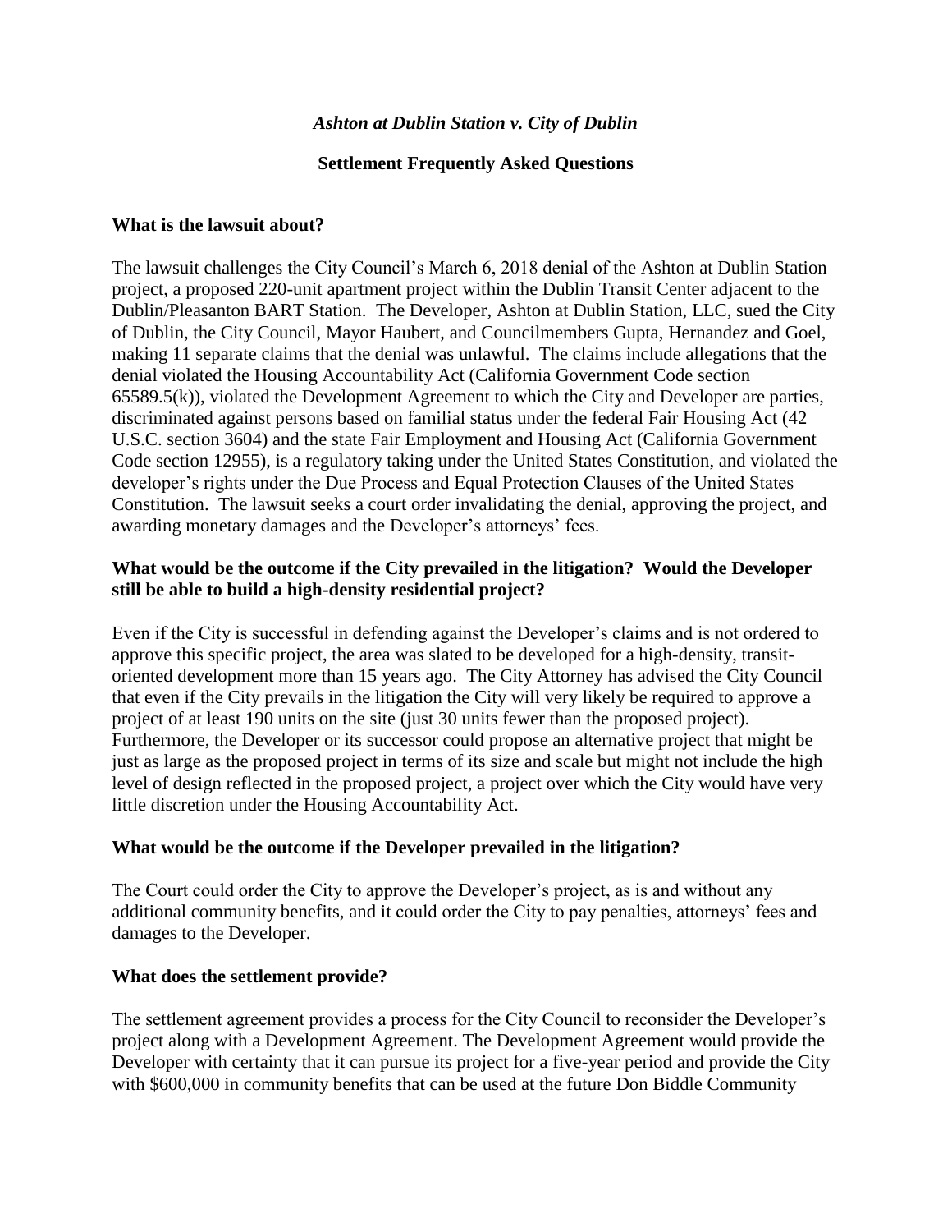# *Ashton at Dublin Station v. City of Dublin*

## Settlement Frequently Asked Questions

### What is the lawsuit about?

The lawsuit challenges the City Council's March 6, 2018 denial of the Ashton at Dublin Station project, a proposed 220-unit apartment project within the Dublin Transit Center adjacent to the Dublin/Pleasanton BART Station. The Developer, Ashton at Dublin Station, LLC, sued the City of Dublin, the City Council, Mayor Haubert, and Councilmembers Gupta, Hernandez and Goel, making 11 separate claims that the denial was unlawful. The claims include allegations that the denial violated the Housing Accountability Act (California Government Code section 65589.5(k)), violated the Development Agreement to which the City and Developer are parties, discriminated against persons based on familial status under the federal Fair Housing Act (42 U.S.C. section 3604) and the state Fair Employment and Housing Act (California Government Code section 12955), is a regulatory taking under the United States Constitution, and violated the developer's rights under the Due Process and Equal Protection Clauses of the United States Constitution. The lawsuit seeks a court order invalidating the denial, approving the project, and awarding monetary damages and the Developer's attorneys' fees.

### What would be the outcome if the City prevailed in the litigation? Would the Developer still be able to build a high-density residential project?

Even if the City is successful in defending against the Developer's claims and is not ordered to approve this specific project, the area was slated to be developed for a high-density, transit-oriented development more than 15 years ago. The City Attorney has advised the City Council that even if the City prevails in the litigation the City will very likely be required to approve a project of at least 190 units on the site (just 30 units fewer than the proposed project). Furthermore, the Developer or its successor could propose an alternative project that might be just as large as the proposed project in terms of its size and scale but might not include the high level of design reflected in the proposed project, a project over which the City would have very little discretion under the Housing Accountability Act.

### What would be the outcome if the Developer prevailed in the litigation?

The Court could order the City to approve the Developer's project, as is and without any additional community benefits, and it could order the City to pay penalties, attorneys' fees and damages to the Developer.

### What does the settlement provide?

The settlement agreement provides a process for the City Council to reconsider the Developer's project along with a Development Agreement. The Development Agreement would provide the Developer with certainty that it can pursue its project for a five-year period and provide the City with $600,000 in community benefits that can be used at the future Don Biddle Community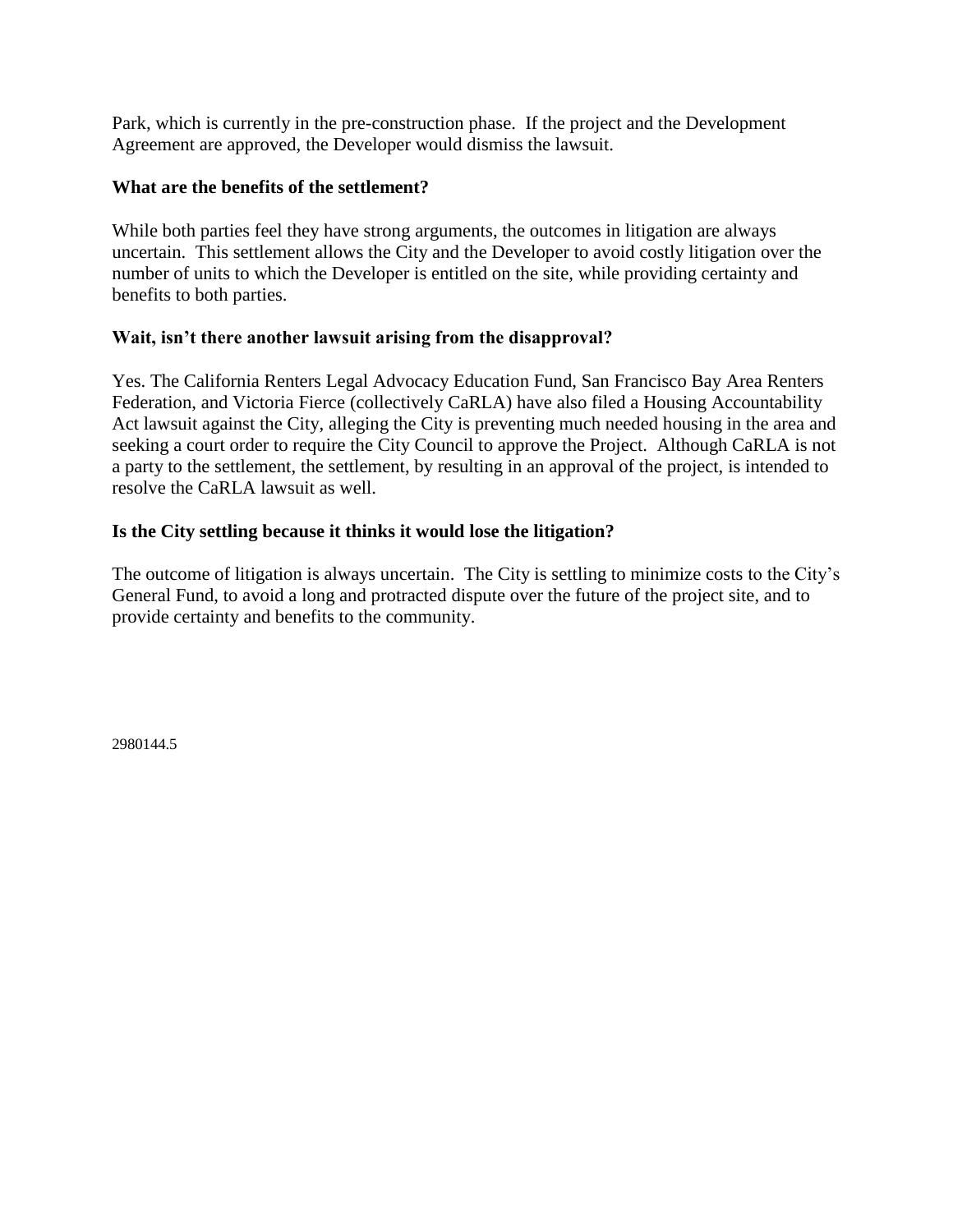Park, which is currently in the pre-construction phase. If the project and the Development Agreement are approved, the Developer would dismiss the lawsuit.

**What are the benefits of the settlement?**

While both parties feel they have strong arguments, the outcomes in litigation are always uncertain. This settlement allows the City and the Developer to avoid costly litigation over the number of units to which the Developer is entitled on the site, while providing certainty and benefits to both parties.

**Wait, isn't there another lawsuit arising from the disapproval?**

Yes. The California Renters Legal Advocacy Education Fund, San Francisco Bay Area Renters Federation, and Victoria Fierce (collectively CaRLA) have also filed a Housing Accountability Act lawsuit against the City, alleging the City is preventing much needed housing in the area and seeking a court order to require the City Council to approve the Project. Although CaRLA is not a party to the settlement, the settlement, by resulting in an approval of the project, is intended to resolve the CaRLA lawsuit as well.

**Is the City settling because it thinks it would lose the litigation?**

The outcome of litigation is always uncertain. The City is settling to minimize costs to the City's General Fund, to avoid a long and protracted dispute over the future of the project site, and to provide certainty and benefits to the community.

2980144.5